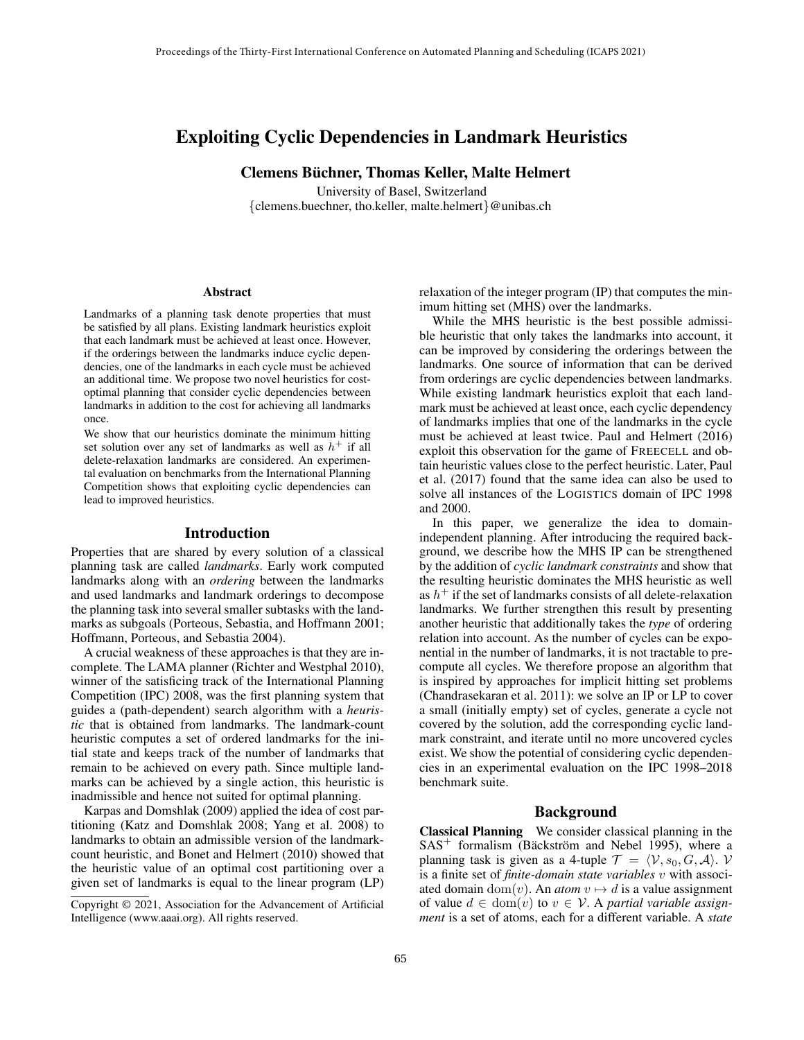# Exploiting Cyclic Dependencies in Landmark Heuristics

**Clemens Büchner, Thomas Keller, Malte Helmert**

University of Basel, Switzerland
{clemens.buechner, tho.keller, malte.helmert}@unibas.ch

## Abstract

Landmarks of a planning task denote properties that must be satisfied by all plans. Existing landmark heuristics exploit that each landmark must be achieved at least once. However, if the orderings between the landmarks induce cyclic dependencies, one of the landmarks in each cycle must be achieved an additional time. We propose two novel heuristics for cost-optimal planning that consider cyclic dependencies between landmarks in addition to the cost for achieving all landmarks once.

We show that our heuristics dominate the minimum hitting set solution over any set of landmarks as well as $h^+$ if all delete-relaxation landmarks are considered. An experimental evaluation on benchmarks from the International Planning Competition shows that exploiting cyclic dependencies can lead to improved heuristics.

## Introduction

Properties that are shared by every solution of a classical planning task are called *landmarks*. Early work computed landmarks along with an *ordering* between the landmarks and used landmarks and landmark orderings to decompose the planning task into several smaller subtasks with the landmarks as subgoals (Porteous, Sebastia, and Hoffmann 2001; Hoffmann, Porteous, and Sebastia 2004).

A crucial weakness of these approaches is that they are incomplete. The LAMA planner (Richter and Westphal 2010), winner of the satisficing track of the International Planning Competition (IPC) 2008, was the first planning system that guides a (path-dependent) search algorithm with a *heuristic* that is obtained from landmarks. The landmark-count heuristic computes a set of ordered landmarks for the initial state and keeps track of the number of landmarks that remain to be achieved on every path. Since multiple landmarks can be achieved by a single action, this heuristic is inadmissible and hence not suited for optimal planning.

Karpas and Domshlak (2009) applied the idea of cost partitioning (Katz and Domshlak 2008; Yang et al. 2008) to landmarks to obtain an admissible version of the landmark-count heuristic, and Bonet and Helmert (2010) showed that the heuristic value of an optimal cost partitioning over a given set of landmarks is equal to the linear program (LP) relaxation of the integer program (IP) that computes the minimum hitting set (MHS) over the landmarks.

While the MHS heuristic is the best possible admissible heuristic that only takes the landmarks into account, it can be improved by considering the orderings between the landmarks. One source of information that can be derived from orderings are cyclic dependencies between landmarks. While existing landmark heuristics exploit that each landmark must be achieved at least once, each cyclic dependency of landmarks implies that one of the landmarks in the cycle must be achieved at least twice. Paul and Helmert (2016) exploit this observation for the game of FREECELL and obtain heuristic values close to the perfect heuristic. Later, Paul et al. (2017) found that the same idea can also be used to solve all instances of the LOGISTICS domain of IPC 1998 and 2000.

In this paper, we generalize the idea to domain-independent planning. After introducing the required background, we describe how the MHS IP can be strengthened by the addition of *cyclic landmark constraints* and show that the resulting heuristic dominates the MHS heuristic as well as $h^+$ if the set of landmarks consists of all delete-relaxation landmarks. We further strengthen this result by presenting another heuristic that additionally takes the *type* of ordering relation into account. As the number of cycles can be exponential in the number of landmarks, it is not tractable to precompute all cycles. We therefore propose an algorithm that is inspired by approaches for implicit hitting set problems (Chandrasekaran et al. 2011): we solve an IP or LP to cover a small (initially empty) set of cycles, generate a cycle not covered by the solution, add the corresponding cyclic landmark constraint, and iterate until no more uncovered cycles exist. We show the potential of considering cyclic dependencies in an experimental evaluation on the IPC 1998–2018 benchmark suite.

## Background

**Classical Planning** We consider classical planning in the $\text{SAS}^+$ formalism (Bäckström and Nebel 1995), where a planning task is given as a 4-tuple $\mathcal{T} = \langle \mathcal{V}, s_0, G, \mathcal{A} \rangle$. $\mathcal{V}$ is a finite set of *finite-domain state variables* $v$ with associated domain $\text{dom}(v)$. An *atom* $v \mapsto d$ is a value assignment of value $d \in \text{dom}(v)$ to $v \in \mathcal{V}$. A *partial variable assignment* is a set of atoms, each for a different variable. A *state*

Copyright © 2021, Association for the Advancement of Artificial Intelligence (www.aaai.org). All rights reserved.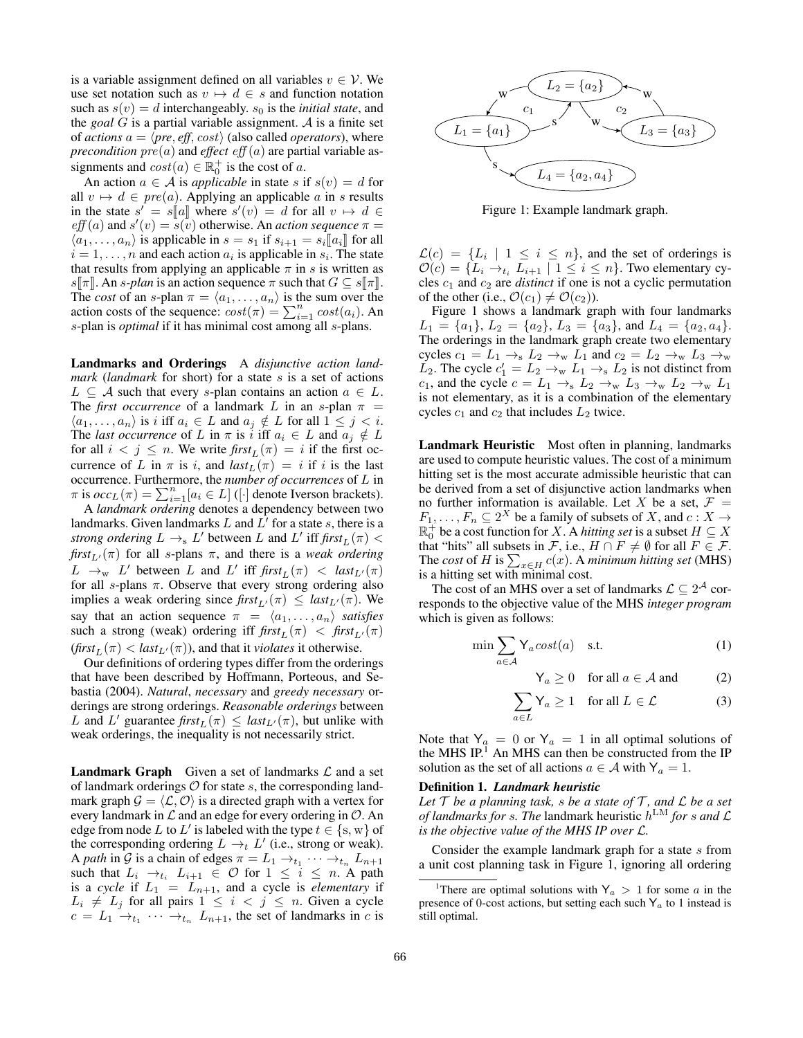is a variable assignment defined on all variables $v \in \mathcal{V}$. We use set notation such as $v \mapsto d \in s$ and function notation such as $s(v) = d$ interchangeably. $s_0$ is the *initial state*, and the *goal* $G$ is a partial variable assignment. $\mathcal{A}$ is a finite set of *actions* $a = \langle pre, eff, cost \rangle$ (also called *operators*), where *precondition* $pre(a)$ and *effect* $eff(a)$ are partial variable assignments and $cost(a) \in \mathbb{R}_0^+$ is the cost of $a$.

An action $a \in \mathcal{A}$ is *applicable* in state $s$ if $s(v) = d$ for all $v \mapsto d \in pre(a)$. Applying an applicable $a$ in $s$ results in the state $s' = s[\![a]\!]$ where $s'(v) = d$ for all $v \mapsto d \in eff(a)$ and $s'(v) = s(v)$ otherwise. An *action sequence* $\pi = \langle a_1, \dots, a_n \rangle$ is applicable in $s = s_1$ if $s_{i+1} = s_i[\![a_i]\!]$ for all $i = 1, \dots, n$ and each action $a_i$ is applicable in $s_i$. The state that results from applying an applicable $\pi$ in $s$ is written as $s[\![\pi]\!]$. An *s-plan* is an action sequence $\pi$ such that $G \subseteq s[\![\pi]\!]$. The *cost* of an $s$-plan $\pi = \langle a_1, \dots, a_n \rangle$ is the sum over the action costs of the sequence: $cost(\pi) = \sum_{i=1}^{n} cost(a_i)$. An $s$-plan is *optimal* if it has minimal cost among all $s$-plans.

**Landmarks and Orderings** A *disjunctive action landmark* (*landmark* for short) for a state $s$ is a set of actions $L \subseteq \mathcal{A}$ such that every $s$-plan contains an action $a \in L$. The *first occurrence* of a landmark $L$ in an $s$-plan $\pi = \langle a_1, \dots, a_n \rangle$ is $i$ iff $a_i \in L$ and $a_j \notin L$ for all $1 \leq j < i$. The *last occurrence* of $L$ in $\pi$ is $i$ iff $a_i \in L$ and $a_j \notin L$ for all $i < j \leq n$. We write $first_L(\pi) = i$ if the first occurrence of $L$ in $\pi$ is $i$, and $last_L(\pi) = i$ if $i$ is the last occurrence. Furthermore, the *number of occurrences* of $L$ in $\pi$ is $occ_L(\pi) = \sum_{i=1}^{n} [a_i \in L]$ ($[\cdot]$ denote Iverson brackets).

A *landmark ordering* denotes a dependency between two landmarks. Given landmarks $L$ and $L'$ for a state $s$, there is a *strong ordering* $L \rightarrow_{\text{s}} L'$ between $L$ and $L'$ iff $first_L(\pi) < first_{L'}(\pi)$ for all $s$-plans $\pi$, and there is a *weak ordering* $L \rightarrow_{\text{w}} L'$ between $L$ and $L'$ iff $first_L(\pi) < last_{L'}(\pi)$ for all $s$-plans $\pi$. Observe that every strong ordering also implies a weak ordering since $first_{L'}(\pi) \leq last_{L'}(\pi)$. We say that an action sequence $\pi = \langle a_1, \dots, a_n \rangle$ *satisfies* such a strong (weak) ordering iff $first_L(\pi) < first_{L'}(\pi)$ ($first_L(\pi) < last_{L'}(\pi)$), and that it *violates* it otherwise.

Our definitions of ordering types differ from the orderings that have been described by Hoffmann, Porteous, and Sebastia (2004). *Natural*, *necessary* and *greedy necessary* orderings are strong orderings. *Reasonable orderings* between $L$ and $L'$ guarantee $first_L(\pi) \leq last_{L'}(\pi)$, but unlike with weak orderings, the inequality is not necessarily strict.

**Landmark Graph** Given a set of landmarks $\mathcal{L}$ and a set of landmark orderings $\mathcal{O}$ for state $s$, the corresponding landmark graph $\mathcal{G} = \langle \mathcal{L}, \mathcal{O} \rangle$ is a directed graph with a vertex for every landmark in $\mathcal{L}$ and an edge for every ordering in $\mathcal{O}$. An edge from node $L$ to $L'$ is labeled with the type $t \in \{\text{s}, \text{w}\}$ of the corresponding ordering $L \rightarrow_t L'$ (i.e., strong or weak). A *path* in $\mathcal{G}$ is a chain of edges $\pi = L_1 \rightarrow_{t_1} \cdots \rightarrow_{t_n} L_{n+1}$ such that $L_i \rightarrow_{t_i} L_{i+1} \in \mathcal{O}$ for $1 \leq i \leq n$. A path is a *cycle* if $L_1 = L_{n+1}$, and a cycle is *elementary* if $L_i \neq L_j$ for all pairs $1 \leq i < j \leq n$. Given a cycle $c = L_1 \rightarrow_{t_1} \cdots \rightarrow_{t_n} L_{n+1}$, the set of landmarks in $c$ is $\mathcal{L}(c) = \{L_i \mid 1 \leq i \leq n\}$, and the set of orderings is $\mathcal{O}(c) = \{L_i \rightarrow_{t_i} L_{i+1} \mid 1 \leq i \leq n\}$. Two elementary cycles $c_1$ and $c_2$ are *distinct* if one is not a cyclic permutation of the other (i.e., $\mathcal{O}(c_1) \neq \mathcal{O}(c_2)$).

Figure 1: Example landmark graph.

Figure 1 shows a landmark graph with four landmarks $L_1 = \{a_1\}$, $L_2 = \{a_2\}$, $L_3 = \{a_3\}$, and $L_4 = \{a_2, a_4\}$. The orderings in the landmark graph create two elementary cycles $c_1 = L_1 \rightarrow_{\text{s}} L_2 \rightarrow_{\text{w}} L_1$ and $c_2 = L_2 \rightarrow_{\text{w}} L_3 \rightarrow_{\text{w}} L_2$. The cycle $c_1' = L_2 \rightarrow_{\text{w}} L_1 \rightarrow_{\text{s}} L_2$ is not distinct from $c_1$, and the cycle $c = L_1 \rightarrow_{\text{s}} L_2 \rightarrow_{\text{w}} L_3 \rightarrow_{\text{w}} L_2 \rightarrow_{\text{w}} L_1$ is not elementary, as it is a combination of the elementary cycles $c_1$ and $c_2$ that includes $L_2$ twice.

**Landmark Heuristic** Most often in planning, landmarks are used to compute heuristic values. The cost of a minimum hitting set is the most accurate admissible heuristic that can be derived from a set of disjunctive action landmarks when no further information is available. Let $X$ be a set, $\mathcal{F} = F_1, \dots, F_n \subseteq 2^X$ be a family of subsets of $X$, and $c : X \rightarrow \mathbb{R}_0^+$ be a cost function for $X$. A *hitting set* is a subset $H \subseteq X$ that "hits" all subsets in $\mathcal{F}$, i.e., $H \cap F \neq \emptyset$ for all $F \in \mathcal{F}$. The *cost* of $H$ is $\sum_{x \in H} c(x)$. A *minimum hitting set* (MHS) is a hitting set with minimal cost.

The cost of an MHS over a set of landmarks $\mathcal{L} \subseteq 2^{\mathcal{A}}$ corresponds to the objective value of the MHS *integer program* which is given as follows:

$$\min \sum_{a \in \mathcal{A}} \mathsf{Y}_a cost(a) \quad \text{s.t.} \tag{1}$$

$$\mathsf{Y}_a \geq 0 \quad \text{for all } a \in \mathcal{A} \text{ and} \tag{2}$$

$$\sum_{a \in L} \mathsf{Y}_a \geq 1 \quad \text{for all } L \in \mathcal{L} \tag{3}$$

Note that $\mathsf{Y}_a = 0$ or $\mathsf{Y}_a = 1$ in all optimal solutions of the MHS IP.[1] An MHS can then be constructed from the IP solution as the set of all actions $a \in \mathcal{A}$ with $\mathsf{Y}_a = 1$.

**Definition 1.** ***Landmark heuristic***
*Let $\mathcal{T}$ be a planning task, $s$ be a state of $\mathcal{T}$, and $\mathcal{L}$ be a set of landmarks for $s$. The* landmark heuristic $h^{\text{LM}}$ *for $s$ and $\mathcal{L}$ is the objective value of the MHS IP over $\mathcal{L}$.*

Consider the example landmark graph for a state $s$ from a unit cost planning task in Figure 1, ignoring all ordering

[1] There are optimal solutions with $\mathsf{Y}_a > 1$ for some $a$ in the presence of 0-cost actions, but setting each such $\mathsf{Y}_a$ to 1 instead is still optimal.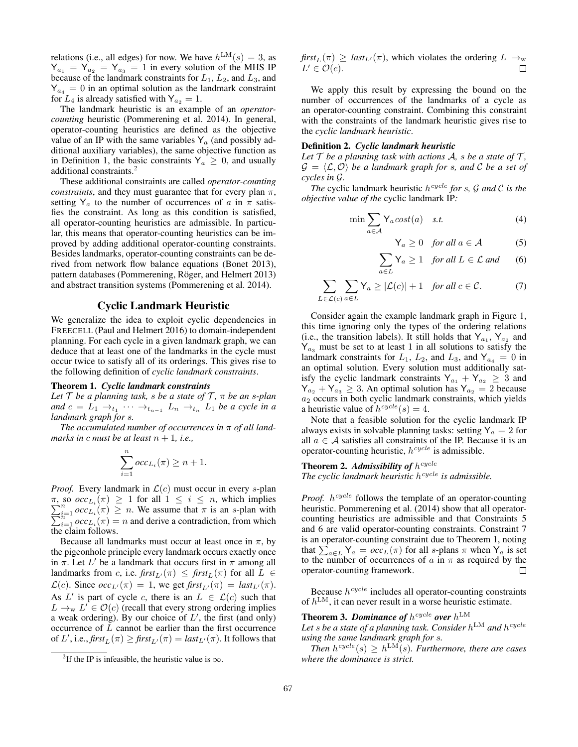relations (i.e., all edges) for now. We have $h^{\mathrm{LM}}(s) = 3$, as $\mathsf{Y}_{a_1} = \mathsf{Y}_{a_2} = \mathsf{Y}_{a_3} = 1$ in every solution of the MHS IP because of the landmark constraints for $L_1$, $L_2$, and $L_3$, and $\mathsf{Y}_{a_4} = 0$ in an optimal solution as the landmark constraint for $L_4$ is already satisfied with $\mathsf{Y}_{a_2} = 1$.

The landmark heuristic is an example of an *operator-counting* heuristic (Pommerening et al. 2014). In general, operator-counting heuristics are defined as the objective value of an IP with the same variables $\mathsf{Y}_a$ (and possibly additional auxiliary variables), the same objective function as in Definition 1, the basic constraints $\mathsf{Y}_a \geq 0$, and usually additional constraints.[2]

These additional constraints are called *operator-counting constraints*, and they must guarantee that for every plan $\pi$, setting $\mathsf{Y}_a$ to the number of occurrences of $a$ in $\pi$ satisfies the constraint. As long as this condition is satisfied, all operator-counting heuristics are admissible. In particular, this means that operator-counting heuristics can be improved by adding additional operator-counting constraints. Besides landmarks, operator-counting constraints can be derived from network flow balance equations (Bonet 2013), pattern databases (Pommerening, Röger, and Helmert 2013) and abstract transition systems (Pommerening et al. 2014).

## Cyclic Landmark Heuristic

We generalize the idea to exploit cyclic dependencies in FREECELL (Paul and Helmert 2016) to domain-independent planning. For each cycle in a given landmark graph, we can deduce that at least one of the landmarks in the cycle must occur twice to satisfy all of its orderings. This gives rise to the following definition of *cyclic landmark constraints*.

**Theorem 1.** ***Cyclic landmark constraints***
*Let $\mathcal{T}$ be a planning task, $s$ be a state of $\mathcal{T}$, $\pi$ be an $s$-plan and $c = L_1 \rightarrow_{t_1} \cdots \rightarrow_{t_{n-1}} L_n \rightarrow_{t_n} L_1$ be a cycle in a landmark graph for $s$.*

*The accumulated number of occurrences in $\pi$ of all landmarks in $c$ must be at least $n+1$, i.e.,*

$$\sum_{i=1}^{n} occ_{L_i}(\pi) \geq n+1.$$

*Proof.* Every landmark in $\mathcal{L}(c)$ must occur in every $s$-plan $\pi$, so $occ_{L_i}(\pi) \geq 1$ for all $1 \leq i \leq n$, which implies $\sum_{i=1}^{n} occ_{L_i}(\pi) \geq n$. We assume that $\pi$ is an $s$-plan with $\sum_{i=1}^{n} occ_{L_i}(\pi) = n$ and derive a contradiction, from which the claim follows.

Because all landmarks must occur at least once in $\pi$, by the pigeonhole principle every landmark occurs exactly once in $\pi$. Let $L'$ be a landmark that occurs first in $\pi$ among all landmarks from $c$, i.e. $\mathit{first}_{L'}(\pi) \leq \mathit{first}_{L}(\pi)$ for all $L \in \mathcal{L}(c)$. Since $occ_{L'}(\pi) = 1$, we get $\mathit{first}_{L'}(\pi) = \mathit{last}_{L'}(\pi)$. As $L'$ is part of cycle $c$, there is an $L \in \mathcal{L}(c)$ such that $L \rightarrow_{\mathrm{w}} L' \in \mathcal{O}(c)$ (recall that every strong ordering implies a weak ordering). By our choice of $L'$, the first (and only) occurrence of $L$ cannot be earlier than the first occurrence of $L'$, i.e., $\mathit{first}_{L}(\pi) \geq \mathit{first}_{L'}(\pi) = \mathit{last}_{L'}(\pi)$. It follows that $\mathit{first}_{L}(\pi) \geq \mathit{last}_{L'}(\pi)$, which violates the ordering $L \rightarrow_{\mathrm{w}} L' \in \mathcal{O}(c)$. □

We apply this result by expressing the bound on the number of occurrences of the landmarks of a cycle as an operator-counting constraint. Combining this constraint with the constraints of the landmark heuristic gives rise to the *cyclic landmark heuristic*.

**Definition 2.** ***Cyclic landmark heuristic***
*Let $\mathcal{T}$ be a planning task with actions $\mathcal{A}$, $s$ be a state of $\mathcal{T}$, $\mathcal{G} = \langle \mathcal{L}, \mathcal{O} \rangle$ be a landmark graph for $s$, and $\mathcal{C}$ be a set of cycles in $\mathcal{G}$.*

*The* cyclic landmark heuristic $h^{cycle}$ *for $s$, $\mathcal{G}$ and $\mathcal{C}$ is the objective value of the* cyclic landmark IP*:*

$$\min \sum_{a \in \mathcal{A}} \mathsf{Y}_a cost(a) \quad \textit{s.t.} \tag{4}$$

$$\mathsf{Y}_a \geq 0 \quad \textit{for all } a \in \mathcal{A} \tag{5}$$

$$\sum_{a \in L} \mathsf{Y}_a \geq 1 \quad \textit{for all } L \in \mathcal{L} \textit{ and} \tag{6}$$

$$\sum_{L \in \mathcal{L}(c)} \sum_{a \in L} \mathsf{Y}_a \geq |\mathcal{L}(c)| + 1 \quad \textit{for all } c \in \mathcal{C}. \tag{7}$$

Consider again the example landmark graph in Figure 1, this time ignoring only the types of the ordering relations (i.e., the transition labels). It still holds that $\mathsf{Y}_{a_1}$, $\mathsf{Y}_{a_2}$ and $\mathsf{Y}_{a_3}$ must be set to at least 1 in all solutions to satisfy the landmark constraints for $L_1$, $L_2$, and $L_3$, and $\mathsf{Y}_{a_4} = 0$ in an optimal solution. Every solution must additionally satisfy the cyclic landmark constraints $\mathsf{Y}_{a_1} + \mathsf{Y}_{a_2} \geq 3$ and $\mathsf{Y}_{a_2} + \mathsf{Y}_{a_3} \geq 3$. An optimal solution has $\mathsf{Y}_{a_2} = 2$ because $a_2$ occurs in both cyclic landmark constraints, which yields a heuristic value of $h^{cycle}(s) = 4$.

Note that a feasible solution for the cyclic landmark IP always exists in solvable planning tasks: setting $\mathsf{Y}_a = 2$ for all $a \in \mathcal{A}$ satisfies all constraints of the IP. Because it is an operator-counting heuristic, $h^{cycle}$ is admissible.

**Theorem 2.** ***Admissibility of $h^{cycle}$***
*The cyclic landmark heuristic $h^{cycle}$ is admissible.*

*Proof.* $h^{cycle}$ follows the template of an operator-counting heuristic. Pommerening et al. (2014) show that all operator-counting heuristics are admissible and that Constraints 5 and 6 are valid operator-counting constraints. Constraint 7 is an operator-counting constraint due to Theorem 1, noting that $\sum_{a \in L} \mathsf{Y}_a = occ_L(\pi)$ for all $s$-plans $\pi$ when $\mathsf{Y}_a$ is set to the number of occurrences of $a$ in $\pi$ as required by the operator-counting framework. □

Because $h^{cycle}$ includes all operator-counting constraints of $h^{\mathrm{LM}}$, it can never result in a worse heuristic estimate.

**Theorem 3.** ***Dominance of $h^{cycle}$ over $h^{\mathrm{LM}}$***
*Let $s$ be a state of a planning task. Consider $h^{\mathrm{LM}}$ and $h^{cycle}$ using the same landmark graph for $s$.*

*Then $h^{cycle}(s) \geq h^{\mathrm{LM}}(s)$. Furthermore, there are cases where the dominance is strict.*

[2] If the IP is infeasible, the heuristic value is $\infty$.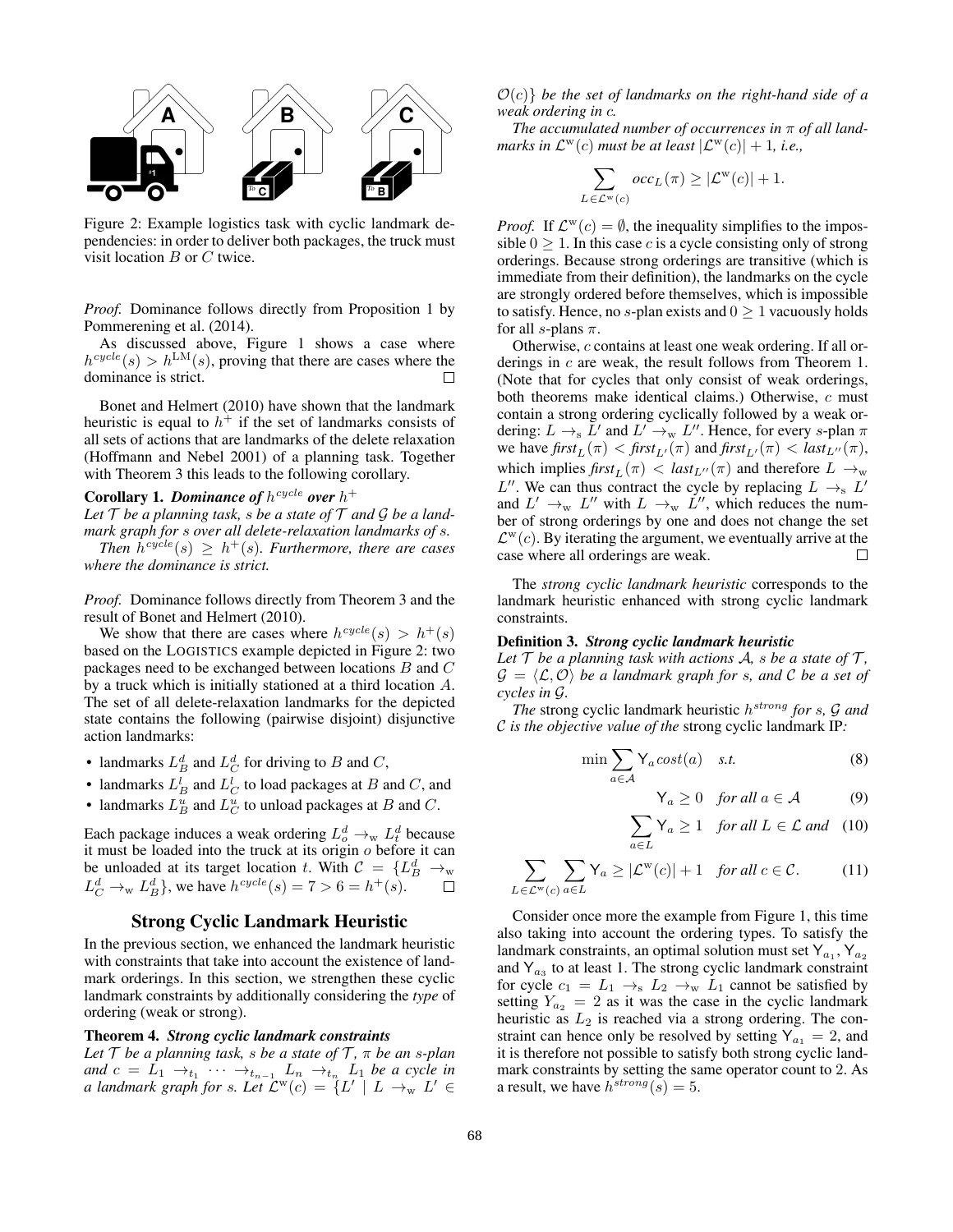Figure 2: Example logistics task with cyclic landmark dependencies: in order to deliver both packages, the truck must visit location $B$ or $C$ twice.

*Proof.* Dominance follows directly from Proposition 1 by Pommerening et al. (2014).

As discussed above, Figure 1 shows a case where $h^{cycle}(s) > h^{\mathrm{LM}}(s)$, proving that there are cases where the dominance is strict. □

Bonet and Helmert (2010) have shown that the landmark heuristic is equal to $h^+$ if the set of landmarks consists of all sets of actions that are landmarks of the delete relaxation (Hoffmann and Nebel 2001) of a planning task. Together with Theorem 3 this leads to the following corollary.

**Corollary 1.** ***Dominance of $h^{cycle}$ over $h^+$***
*Let $\mathcal{T}$ be a planning task, $s$ be a state of $\mathcal{T}$ and $\mathcal{G}$ be a landmark graph for $s$ over all delete-relaxation landmarks of $s$.*

*Then $h^{cycle}(s) \geq h^+(s)$. Furthermore, there are cases where the dominance is strict.*

*Proof.* Dominance follows directly from Theorem 3 and the result of Bonet and Helmert (2010).

We show that there are cases where $h^{cycle}(s) > h^+(s)$ based on the LOGISTICS example depicted in Figure 2: two packages need to be exchanged between locations $B$ and $C$ by a truck which is initially stationed at a third location $A$. The set of all delete-relaxation landmarks for the depicted state contains the following (pairwise disjoint) disjunctive action landmarks:

- landmarks $L^d_B$ and $L^d_C$ for driving to $B$ and $C$,
- landmarks $L^l_B$ and $L^l_C$ to load packages at $B$ and $C$, and
- landmarks $L^u_B$ and $L^u_C$ to unload packages at $B$ and $C$.

Each package induces a weak ordering $L^d_o \rightarrow_{\mathrm{w}} L^d_t$ because it must be loaded into the truck at its origin $o$ before it can be unloaded at its target location $t$. With $\mathcal{C} = \{L^d_B \rightarrow_{\mathrm{w}} L^d_C \rightarrow_{\mathrm{w}} L^d_B\}$, we have $h^{cycle}(s) = 7 > 6 = h^+(s)$. □

## Strong Cyclic Landmark Heuristic

In the previous section, we enhanced the landmark heuristic with constraints that take into account the existence of landmark orderings. In this section, we strengthen these cyclic landmark constraints by additionally considering the *type* of ordering (weak or strong).

**Theorem 4.** ***Strong cyclic landmark constraints***
*Let $\mathcal{T}$ be a planning task, $s$ be a state of $\mathcal{T}$, $\pi$ be an $s$-plan and $c = L_1 \rightarrow_{t_1} \cdots \rightarrow_{t_{n-1}} L_n \rightarrow_{t_n} L_1$ be a cycle in a landmark graph for $s$. Let $\mathcal{L}^{\mathrm{w}}(c) = \{L' \mid L \rightarrow_{\mathrm{w}} L' \in \mathcal{O}(c)\}$ be the set of landmarks on the right-hand side of a weak ordering in $c$.*

*The accumulated number of occurrences in $\pi$ of all landmarks in $\mathcal{L}^{\mathrm{w}}(c)$ must be at least $|\mathcal{L}^{\mathrm{w}}(c)| + 1$, i.e.,*

$$\sum_{L \in \mathcal{L}^{\mathrm{w}}(c)} occ_L(\pi) \geq |\mathcal{L}^{\mathrm{w}}(c)| + 1.$$

*Proof.* If $\mathcal{L}^{\mathrm{w}}(c) = \emptyset$, the inequality simplifies to the impossible $0 \geq 1$. In this case $c$ is a cycle consisting only of strong orderings. Because strong orderings are transitive (which is immediate from their definition), the landmarks on the cycle are strongly ordered before themselves, which is impossible to satisfy. Hence, no $s$-plan exists and $0 \geq 1$ vacuously holds for all $s$-plans $\pi$.

Otherwise, $c$ contains at least one weak ordering. If all orderings in $c$ are weak, the result follows from Theorem 1. (Note that for cycles that only consist of weak orderings, both theorems make identical claims.) Otherwise, $c$ must contain a strong ordering cyclically followed by a weak ordering: $L \rightarrow_{\mathrm{s}} L'$ and $L' \rightarrow_{\mathrm{w}} L''$. Hence, for every $s$-plan $\pi$ we have $first_L(\pi) < first_{L'}(\pi)$ and $first_{L'}(\pi) < last_{L''}(\pi)$, which implies $first_L(\pi) < last_{L''}(\pi)$ and therefore $L \rightarrow_{\mathrm{w}} L''$. We can thus contract the cycle by replacing $L \rightarrow_{\mathrm{s}} L'$ and $L' \rightarrow_{\mathrm{w}} L''$ with $L \rightarrow_{\mathrm{w}} L''$, which reduces the number of strong orderings by one and does not change the set $\mathcal{L}^{\mathrm{w}}(c)$. By iterating the argument, we eventually arrive at the case where all orderings are weak. □

The *strong cyclic landmark heuristic* corresponds to the landmark heuristic enhanced with strong cyclic landmark constraints.

**Definition 3.** ***Strong cyclic landmark heuristic***
*Let $\mathcal{T}$ be a planning task with actions $\mathcal{A}$, $s$ be a state of $\mathcal{T}$, $\mathcal{G} = \langle \mathcal{L}, \mathcal{O} \rangle$ be a landmark graph for $s$, and $\mathcal{C}$ be a set of cycles in $\mathcal{G}$.*

*The* strong cyclic landmark heuristic *$h^{strong}$ for $s$, $\mathcal{G}$ and $\mathcal{C}$ is the objective value of the* strong cyclic landmark IP*:*

$$\min \sum_{a \in \mathcal{A}} \mathsf{Y}_a cost(a) \quad s.t. \tag{8}$$

$$\mathsf{Y}_a \geq 0 \quad \text{for all } a \in \mathcal{A} \tag{9}$$

$$\sum_{a \in L} \mathsf{Y}_a \geq 1 \quad \text{for all } L \in \mathcal{L} \text{ and} \tag{10}$$

$$\sum_{L \in \mathcal{L}^{\mathrm{w}}(c)} \sum_{a \in L} \mathsf{Y}_a \geq |\mathcal{L}^{\mathrm{w}}(c)| + 1 \quad \text{for all } c \in \mathcal{C}. \tag{11}$$

Consider once more the example from Figure 1, this time also taking into account the ordering types. To satisfy the landmark constraints, an optimal solution must set $\mathsf{Y}_{a_1}$, $\mathsf{Y}_{a_2}$ and $\mathsf{Y}_{a_3}$ to at least 1. The strong cyclic landmark constraint for cycle $c_1 = L_1 \rightarrow_{\mathrm{s}} L_2 \rightarrow_{\mathrm{w}} L_1$ cannot be satisfied by setting $Y_{a_2} = 2$ as it was the case in the cyclic landmark heuristic as $L_2$ is reached via a strong ordering. The constraint can hence only be resolved by setting $\mathsf{Y}_{a_1} = 2$, and it is therefore not possible to satisfy both strong cyclic landmark constraints by setting the same operator count to 2. As a result, we have $h^{strong}(s) = 5$.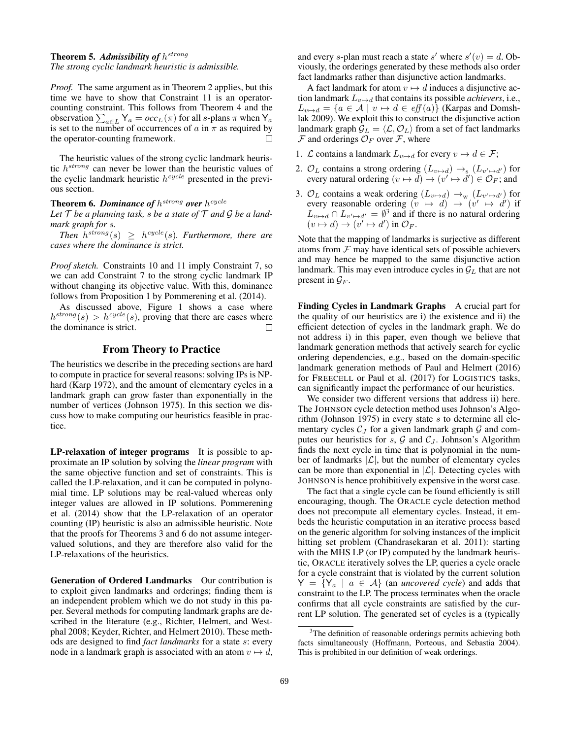**Theorem 5.** ***Admissibility of*** $h^{strong}$
*The strong cyclic landmark heuristic is admissible.*

*Proof.* The same argument as in Theorem 2 applies, but this time we have to show that Constraint 11 is an operator-counting constraint. This follows from Theorem 4 and the observation $\sum_{a \in L} \mathsf{Y}_a = occ_L(\pi)$ for all $s$-plans $\pi$ when $\mathsf{Y}_a$ is set to the number of occurrences of $a$ in $\pi$ as required by the operator-counting framework. $\square$

The heuristic values of the strong cyclic landmark heuristic $h^{strong}$ can never be lower than the heuristic values of the cyclic landmark heuristic $h^{cycle}$ presented in the previous section.

**Theorem 6.** ***Dominance of*** $h^{strong}$ ***over*** $h^{cycle}$
*Let $\mathcal{T}$ be a planning task, $s$ be a state of $\mathcal{T}$ and $\mathcal{G}$ be a landmark graph for $s$.*

*Then $h^{strong}(s) \geq h^{cycle}(s)$. Furthermore, there are cases where the dominance is strict.*

*Proof sketch.* Constraints 10 and 11 imply Constraint 7, so we can add Constraint 7 to the strong cyclic landmark IP without changing its objective value. With this, dominance follows from Proposition 1 by Pommerening et al. (2014).

As discussed above, Figure 1 shows a case where $h^{strong}(s) > h^{cycle}(s)$, proving that there are cases where the dominance is strict. $\square$

## From Theory to Practice

The heuristics we describe in the preceding sections are hard to compute in practice for several reasons: solving IPs is NP-hard (Karp 1972), and the amount of elementary cycles in a landmark graph can grow faster than exponentially in the number of vertices (Johnson 1975). In this section we discuss how to make computing our heuristics feasible in practice.

**LP-relaxation of integer programs** It is possible to approximate an IP solution by solving the *linear program* with the same objective function and set of constraints. This is called the LP-relaxation, and it can be computed in polynomial time. LP solutions may be real-valued whereas only integer values are allowed in IP solutions. Pommerening et al. (2014) show that the LP-relaxation of an operator counting (IP) heuristic is also an admissible heuristic. Note that the proofs for Theorems 3 and 6 do not assume integer-valued solutions, and they are therefore also valid for the LP-relaxations of the heuristics.

**Generation of Ordered Landmarks** Our contribution is to exploit given landmarks and orderings; finding them is an independent problem which we do not study in this paper. Several methods for computing landmark graphs are described in the literature (e.g., Richter, Helmert, and Westphal 2008; Keyder, Richter, and Helmert 2010). These methods are designed to find *fact landmarks* for a state $s$: every node in a landmark graph is associated with an atom $v \mapsto d$, and every $s$-plan must reach a state $s'$ where $s'(v) = d$. Obviously, the orderings generated by these methods also order fact landmarks rather than disjunctive action landmarks.

A fact landmark for atom $v \mapsto d$ induces a disjunctive action landmark $L_{v \mapsto d}$ that contains its possible *achievers*, i.e., $L_{v \mapsto d} = \{a \in \mathcal{A} \mid v \mapsto d \in \mathit{eff}(a)\}$ (Karpas and Domshlak 2009). We exploit this to construct the disjunctive action landmark graph $\mathcal{G}_L = \langle \mathcal{L}, \mathcal{O}_L \rangle$ from a set of fact landmarks $\mathcal{F}$ and orderings $\mathcal{O}_F$ over $\mathcal{F}$, where

1. $\mathcal{L}$ contains a landmark $L_{v \mapsto d}$ for every $v \mapsto d \in \mathcal{F}$;
2. $\mathcal{O}_L$ contains a strong ordering $(L_{v \mapsto d}) \rightarrow_{\mathrm{s}} (L_{v' \mapsto d'})$ for every natural ordering $(v \mapsto d) \rightarrow (v' \mapsto d') \in \mathcal{O}_F$; and
3. $\mathcal{O}_L$ contains a weak ordering $(L_{v \mapsto d}) \rightarrow_{\mathrm{w}} (L_{v' \mapsto d'})$ for every reasonable ordering $(v \mapsto d) \rightarrow (v' \mapsto d')$ if $L_{v \mapsto d} \cap L_{v' \mapsto d'} = \emptyset$[3] and if there is no natural ordering $(v \mapsto d) \rightarrow (v' \mapsto d')$ in $\mathcal{O}_F$.

Note that the mapping of landmarks is surjective as different atoms from $\mathcal{F}$ may have identical sets of possible achievers and may hence be mapped to the same disjunctive action landmark. This may even introduce cycles in $\mathcal{G}_L$ that are not present in $\mathcal{G}_F$.

**Finding Cycles in Landmark Graphs** A crucial part for the quality of our heuristics are i) the existence and ii) the efficient detection of cycles in the landmark graph. We do not address i) in this paper, even though we believe that landmark generation methods that actively search for cyclic ordering dependencies, e.g., based on the domain-specific landmark generation methods of Paul and Helmert (2016) for FREECELL or Paul et al. (2017) for LOGISTICS tasks, can significantly impact the performance of our heuristics.

We consider two different versions that address ii) here. The JOHNSON cycle detection method uses Johnson's Algorithm (Johnson 1975) in every state $s$ to determine all elementary cycles $\mathcal{C}_J$ for a given landmark graph $\mathcal{G}$ and computes our heuristics for $s$, $\mathcal{G}$ and $\mathcal{C}_J$. Johnson's Algorithm finds the next cycle in time that is polynomial in the number of landmarks $|\mathcal{L}|$, but the number of elementary cycles can be more than exponential in $|\mathcal{L}|$. Detecting cycles with JOHNSON is hence prohibitively expensive in the worst case.

The fact that a single cycle can be found efficiently is still encouraging, though. The ORACLE cycle detection method does not precompute all elementary cycles. Instead, it embeds the heuristic computation in an iterative process based on the generic algorithm for solving instances of the implicit hitting set problem (Chandrasekaran et al. 2011): starting with the MHS LP (or IP) computed by the landmark heuristic, ORACLE iteratively solves the LP, queries a cycle oracle for a cycle constraint that is violated by the current solution $\mathsf{Y} = \{\mathsf{Y}_a \mid a \in \mathcal{A}\}$ (an *uncovered cycle*) and adds that constraint to the LP. The process terminates when the oracle confirms that all cycle constraints are satisfied by the current LP solution. The generated set of cycles is a (typically

[3] The definition of reasonable orderings permits achieving both facts simultaneously (Hoffmann, Porteous, and Sebastia 2004). This is prohibited in our definition of weak orderings.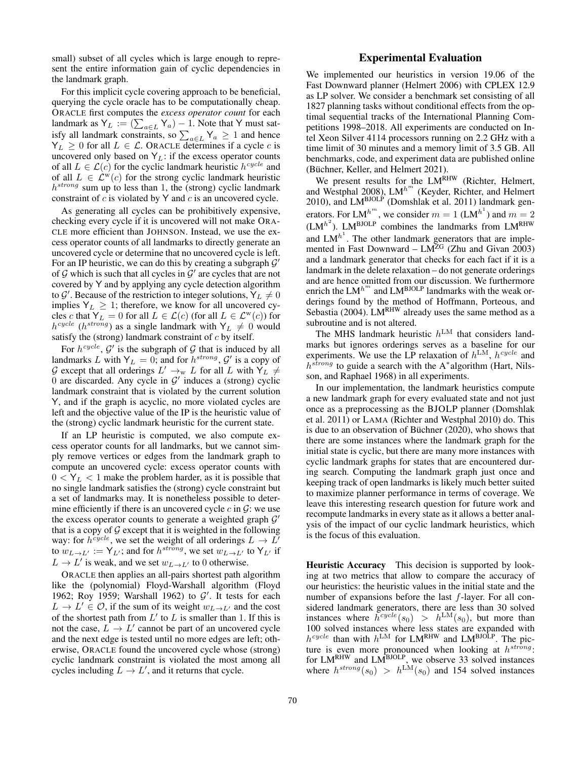small) subset of all cycles which is large enough to represent the entire information gain of cyclic dependencies in the landmark graph.

For this implicit cycle covering approach to be beneficial, querying the cycle oracle has to be computationally cheap. ORACLE first computes the *excess operator count* for each landmark as $\mathsf{Y}_L := (\sum_{a \in L} \mathsf{Y}_a) - 1$. Note that $\mathsf{Y}$ must satisfy all landmark constraints, so $\sum_{a \in L} \mathsf{Y}_a \geq 1$ and hence $\mathsf{Y}_L \geq 0$ for all $L \in \mathcal{L}$. ORACLE determines if a cycle $c$ is uncovered only based on $\mathsf{Y}_L$: if the excess operator counts of all $L \in \mathcal{L}(c)$ for the cyclic landmark heuristic $h^{cycle}$ and of all $L \in \mathcal{L}^{\mathrm{w}}(c)$ for the strong cyclic landmark heuristic $h^{strong}$ sum up to less than 1, the (strong) cyclic landmark constraint of $c$ is violated by $\mathsf{Y}$ and $c$ is an uncovered cycle.

As generating all cycles can be prohibitively expensive, checking every cycle if it is uncovered will not make ORACLE more efficient than JOHNSON. Instead, we use the excess operator counts of all landmarks to directly generate an uncovered cycle or determine that no uncovered cycle is left. For an IP heuristic, we can do this by creating a subgraph $\mathcal{G}'$ of $\mathcal{G}$ which is such that all cycles in $\mathcal{G}'$ are cycles that are not covered by $\mathsf{Y}$ and by applying any cycle detection algorithm to $\mathcal{G}'$. Because of the restriction to integer solutions, $\mathsf{Y}_L \neq 0$ implies $\mathsf{Y}_L \geq 1$; therefore, we know for all uncovered cycles $c$ that $\mathsf{Y}_L = 0$ for all $L \in \mathcal{L}(c)$ (for all $L \in \mathcal{L}^{\mathrm{w}}(c)$) for $h^{cycle}$ ($h^{strong}$) as a single landmark with $\mathsf{Y}_L \neq 0$ would satisfy the (strong) landmark constraint of $c$ by itself.

For $h^{cycle}$, $\mathcal{G}'$ is the subgraph of $\mathcal{G}$ that is induced by all landmarks $L$ with $\mathsf{Y}_L = 0$; and for $h^{strong}$, $\mathcal{G}'$ is a copy of $\mathcal{G}$ except that all orderings $L' \rightarrow_{\mathrm{w}} L$ for all $L$ with $\mathsf{Y}_L \neq 0$ are discarded. Any cycle in $\mathcal{G}'$ induces a (strong) cyclic landmark constraint that is violated by the current solution $\mathsf{Y}$, and if the graph is acyclic, no more violated cycles are left and the objective value of the IP is the heuristic value of the (strong) cyclic landmark heuristic for the current state.

If an LP heuristic is computed, we also compute excess operator counts for all landmarks, but we cannot simply remove vertices or edges from the landmark graph to compute an uncovered cycle: excess operator counts with $0 < \mathsf{Y}_L < 1$ make the problem harder, as it is possible that no single landmark satisfies the (strong) cycle constraint but a set of landmarks may. It is nonetheless possible to determine efficiently if there is an uncovered cycle $c$ in $\mathcal{G}$: we use the excess operator counts to generate a weighted graph $\mathcal{G}'$ that is a copy of $\mathcal{G}$ except that it is weighted in the following way: for $h^{cycle}$, we set the weight of all orderings $L \rightarrow L'$ to $w_{L \rightarrow L'} := \mathsf{Y}_{L'}$; and for $h^{strong}$, we set $w_{L \rightarrow L'}$ to $\mathsf{Y}_{L'}$ if $L \rightarrow L'$ is weak, and we set $w_{L \rightarrow L'}$ to 0 otherwise.

ORACLE then applies an all-pairs shortest path algorithm like the (polynomial) Floyd-Warshall algorithm (Floyd 1962; Roy 1959; Warshall 1962) to $\mathcal{G}'$. It tests for each $L \rightarrow L' \in \mathcal{O}$, if the sum of its weight $w_{L \rightarrow L'}$ and the cost of the shortest path from $L'$ to $L$ is smaller than 1. If this is not the case, $L \rightarrow L'$ cannot be part of an uncovered cycle and the next edge is tested until no more edges are left; otherwise, ORACLE found the uncovered cycle whose (strong) cyclic landmark constraint is violated the most among all cycles including $L \rightarrow L'$, and it returns that cycle.

## Experimental Evaluation

We implemented our heuristics in version 19.06 of the Fast Downward planner (Helmert 2006) with CPLEX 12.9 as LP solver. We consider a benchmark set consisting of all 1827 planning tasks without conditional effects from the optimal sequential tracks of the International Planning Competitions 1998–2018. All experiments are conducted on Intel Xeon Silver 4114 processors running on 2.2 GHz with a time limit of 30 minutes and a memory limit of 3.5 GB. All benchmarks, code, and experiment data are published online (Büchner, Keller, and Helmert 2021).

We present results for the $\mathrm{LM}^{\mathrm{RHW}}$ (Richter, Helmert, and Westphal 2008), $\mathrm{LM}^{h^m}$ (Keyder, Richter, and Helmert 2010), and $\mathrm{LM}^{\mathrm{BJOLP}}$ (Domshlak et al. 2011) landmark generators. For $\mathrm{LM}^{h^m}$, we consider $m = 1$ ($\mathrm{LM}^{h^1}$) and $m = 2$ ($\mathrm{LM}^{h^2}$). $\mathrm{LM}^{\mathrm{BJOLP}}$ combines the landmarks from $\mathrm{LM}^{\mathrm{RHW}}$ and $\mathrm{LM}^{h^1}$. The other landmark generators that are implemented in Fast Downward – $\mathrm{LM}^{\mathrm{ZG}}$ (Zhu and Givan 2003) and a landmark generator that checks for each fact if it is a landmark in the delete relaxation – do not generate orderings and are hence omitted from our discussion. We furthermore enrich the $\mathrm{LM}^{h^m}$ and $\mathrm{LM}^{\mathrm{BJOLP}}$ landmarks with the weak orderings found by the method of Hoffmann, Porteous, and Sebastia (2004). $\mathrm{LM}^{\mathrm{RHW}}$ already uses the same method as a subroutine and is not altered.

The MHS landmark heuristic $h^{\mathrm{LM}}$ that considers landmarks but ignores orderings serves as a baseline for our experiments. We use the LP relaxation of $h^{\mathrm{LM}}$, $h^{cycle}$ and $h^{strong}$ to guide a search with the A$^*$algorithm (Hart, Nilsson, and Raphael 1968) in all experiments.

In our implementation, the landmark heuristics compute a new landmark graph for every evaluated state and not just once as a preprocessing as the BJOLP planner (Domshlak et al. 2011) or LAMA (Richter and Westphal 2010) do. This is due to an observation of Büchner (2020), who shows that there are some instances where the landmark graph for the initial state is cyclic, but there are many more instances with cyclic landmark graphs for states that are encountered during search. Computing the landmark graph just once and keeping track of open landmarks is likely much better suited to maximize planner performance in terms of coverage. We leave this interesting research question for future work and recompute landmarks in every state as it allows a better analysis of the impact of our cyclic landmark heuristics, which is the focus of this evaluation.

**Heuristic Accuracy** This decision is supported by looking at two metrics that allow to compare the accuracy of our heuristics: the heuristic values in the initial state and the number of expansions before the last $f$-layer. For all considered landmark generators, there are less than 30 solved instances where $h^{cycle}(s_0) > h^{\mathrm{LM}}(s_0)$, but more than 100 solved instances where less states are expanded with $h^{cycle}$ than with $h^{\mathrm{LM}}$ for $\mathrm{LM}^{\mathrm{RHW}}$ and $\mathrm{LM}^{\mathrm{BJOLP}}$. The picture is even more pronounced when looking at $h^{strong}$: for $\mathrm{LM}^{\mathrm{RHW}}$ and $\mathrm{LM}^{\mathrm{BJOLP}}$, we observe 33 solved instances where $h^{strong}(s_0) > h^{\mathrm{LM}}(s_0)$ and 154 solved instances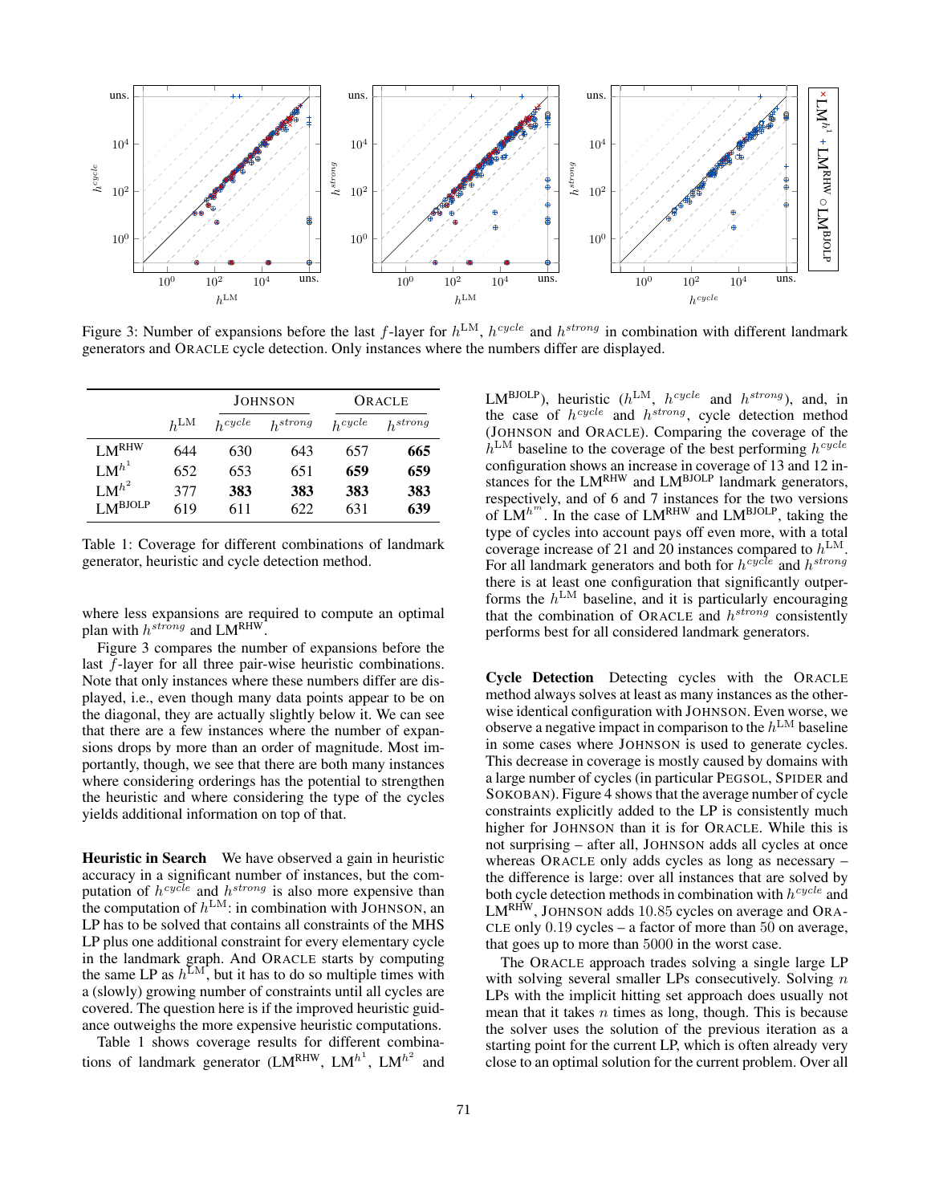Figure 3: Number of expansions before the last $f$-layer for $h^{\mathrm{LM}}$, $h^{cycle}$ and $h^{strong}$ in combination with different landmark generators and ORACLE cycle detection. Only instances where the numbers differ are displayed.

| | $h^{\mathrm{LM}}$ | JOHNSON | | ORACLE | |
|---|---|---|---|---|---|
| | | $h^{cycle}$ | $h^{strong}$ | $h^{cycle}$ | $h^{strong}$ |
| $\mathrm{LM}^{\mathrm{RHW}}$ | 644 | 630 | 643 | 657 | **665** |
| $\mathrm{LM}^{h^1}$ | 652 | 653 | 651 | **659** | **659** |
| $\mathrm{LM}^{h^2}$ | 377 | **383** | **383** | **383** | **383** |
| $\mathrm{LM}^{\mathrm{BJOLP}}$ | 619 | 611 | 622 | 631 | **639** |

Table 1: Coverage for different combinations of landmark generator, heuristic and cycle detection method.

where less expansions are required to compute an optimal plan with $h^{strong}$ and $\mathrm{LM}^{\mathrm{RHW}}$.

Figure 3 compares the number of expansions before the last $f$-layer for all three pair-wise heuristic combinations. Note that only instances where these numbers differ are displayed, i.e., even though many data points appear to be on the diagonal, they are actually slightly below it. We can see that there are a few instances where the number of expansions drops by more than an order of magnitude. Most importantly, though, we see that there are both many instances where considering orderings has the potential to strengthen the heuristic and where considering the type of the cycles yields additional information on top of that.

**Heuristic in Search** We have observed a gain in heuristic accuracy in a significant number of instances, but the computation of $h^{cycle}$ and $h^{strong}$ is also more expensive than the computation of $h^{\mathrm{LM}}$: in combination with JOHNSON, an LP has to be solved that contains all constraints of the MHS LP plus one additional constraint for every elementary cycle in the landmark graph. And ORACLE starts by computing the same LP as $h^{\mathrm{LM}}$, but it has to do so multiple times with a (slowly) growing number of constraints until all cycles are covered. The question here is if the improved heuristic guidance outweighs the more expensive heuristic computations.

Table 1 shows coverage results for different combinations of landmark generator ($\mathrm{LM}^{\mathrm{RHW}}$, $\mathrm{LM}^{h^1}$, $\mathrm{LM}^{h^2}$ and $\mathrm{LM}^{\mathrm{BJOLP}}$), heuristic ($h^{\mathrm{LM}}$, $h^{cycle}$ and $h^{strong}$), and, in the case of $h^{cycle}$ and $h^{strong}$, cycle detection method (JOHNSON and ORACLE). Comparing the coverage of the $h^{\mathrm{LM}}$ baseline to the coverage of the best performing $h^{cycle}$ configuration shows an increase in coverage of 13 and 12 instances for the $\mathrm{LM}^{\mathrm{RHW}}$ and $\mathrm{LM}^{\mathrm{BJOLP}}$ landmark generators, respectively, and of 6 and 7 instances for the two versions of $\mathrm{LM}^{h^m}$. In the case of $\mathrm{LM}^{\mathrm{RHW}}$ and $\mathrm{LM}^{\mathrm{BJOLP}}$, taking the type of cycles into account pays off even more, with a total coverage increase of 21 and 20 instances compared to $h^{\mathrm{LM}}$. For all landmark generators and both for $h^{cycle}$ and $h^{strong}$ there is at least one configuration that significantly outperforms the $h^{\mathrm{LM}}$ baseline, and it is particularly encouraging that the combination of ORACLE and $h^{strong}$ consistently performs best for all considered landmark generators.

**Cycle Detection** Detecting cycles with the ORACLE method always solves at least as many instances as the otherwise identical configuration with JOHNSON. Even worse, we observe a negative impact in comparison to the $h^{\mathrm{LM}}$ baseline in some cases where JOHNSON is used to generate cycles. This decrease in coverage is mostly caused by domains with a large number of cycles (in particular PEGSOL, SPIDER and SOKOBAN). Figure 4 shows that the average number of cycle constraints explicitly added to the LP is consistently much higher for JOHNSON than it is for ORACLE. While this is not surprising – after all, JOHNSON adds all cycles at once whereas ORACLE only adds cycles as long as necessary – the difference is large: over all instances that are solved by both cycle detection methods in combination with $h^{cycle}$ and $\mathrm{LM}^{\mathrm{RHW}}$, JOHNSON adds $10.85$ cycles on average and ORACLE only $0.19$ cycles – a factor of more than $50$ on average, that goes up to more than $5000$ in the worst case.

The ORACLE approach trades solving a single large LP with solving several smaller LPs consecutively. Solving $n$ LPs with the implicit hitting set approach does usually not mean that it takes $n$ times as long, though. This is because the solver uses the solution of the previous iteration as a starting point for the current LP, which is often already very close to an optimal solution for the current problem. Over all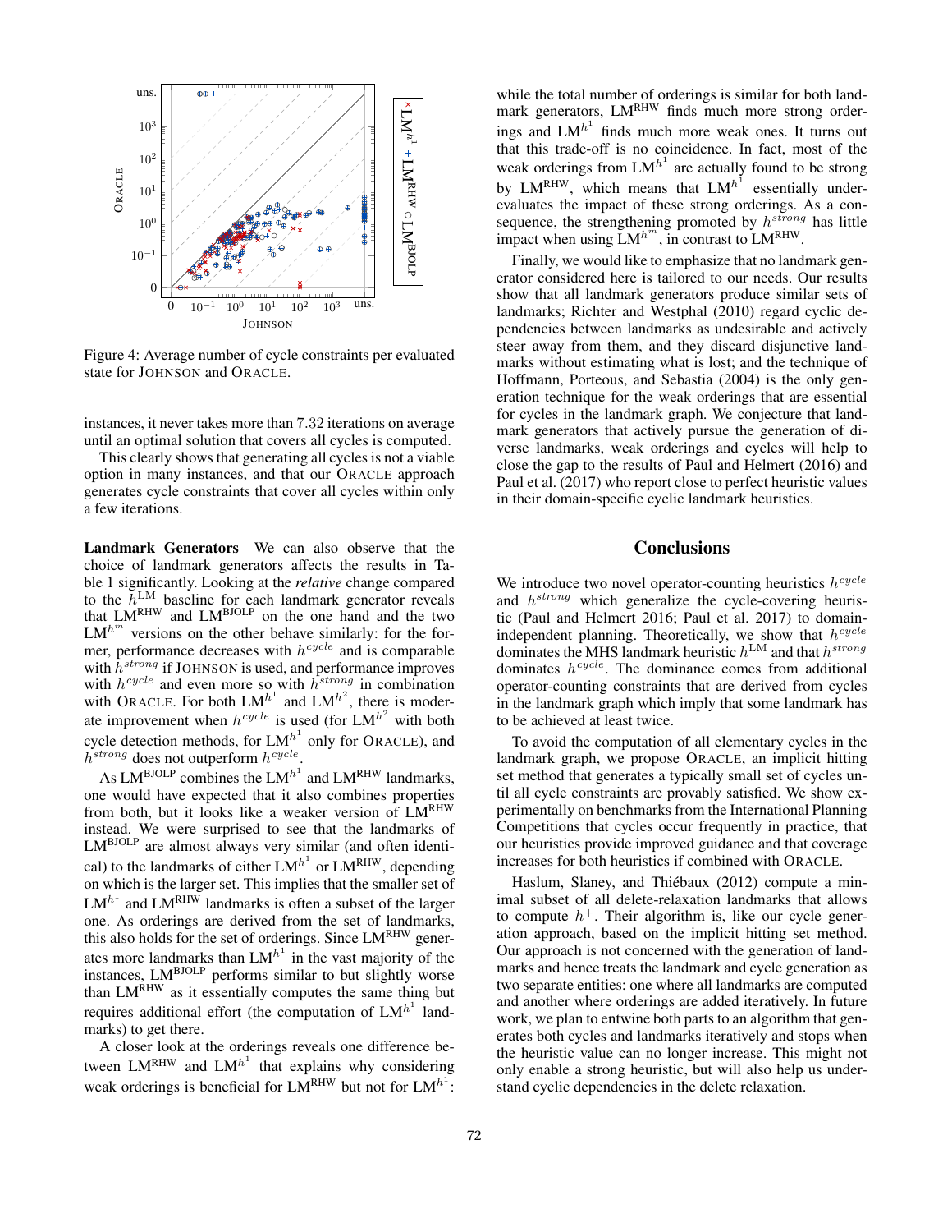Figure 4: Average number of cycle constraints per evaluated state for JOHNSON and ORACLE.

instances, it never takes more than 7.32 iterations on average until an optimal solution that covers all cycles is computed.

This clearly shows that generating all cycles is not a viable option in many instances, and that our ORACLE approach generates cycle constraints that cover all cycles within only a few iterations.

**Landmark Generators** We can also observe that the choice of landmark generators affects the results in Table 1 significantly. Looking at the *relative* change compared to the $h^{\mathrm{LM}}$ baseline for each landmark generator reveals that $\mathrm{LM}^{\mathrm{RHW}}$ and $\mathrm{LM}^{\mathrm{BJOLP}}$ on the one hand and the two $\mathrm{LM}^{h^m}$ versions on the other behave similarly: for the former, performance decreases with $h^{cycle}$ and is comparable with $h^{strong}$ if JOHNSON is used, and performance improves with $h^{cycle}$ and even more so with $h^{strong}$ in combination with ORACLE. For both $\mathrm{LM}^{h^1}$ and $\mathrm{LM}^{h^2}$, there is moderate improvement when $h^{cycle}$ is used (for $\mathrm{LM}^{h^2}$ with both cycle detection methods, for $\mathrm{LM}^{h^1}$ only for ORACLE), and $h^{strong}$ does not outperform $h^{cycle}$.

As $\mathrm{LM}^{\mathrm{BJOLP}}$ combines the $\mathrm{LM}^{h^1}$ and $\mathrm{LM}^{\mathrm{RHW}}$ landmarks, one would have expected that it also combines properties from both, but it looks like a weaker version of $\mathrm{LM}^{\mathrm{RHW}}$ instead. We were surprised to see that the landmarks of $\mathrm{LM}^{\mathrm{BJOLP}}$ are almost always very similar (and often identical) to the landmarks of either $\mathrm{LM}^{h^1}$ or $\mathrm{LM}^{\mathrm{RHW}}$, depending on which is the larger set. This implies that the smaller set of $\mathrm{LM}^{h^1}$ and $\mathrm{LM}^{\mathrm{RHW}}$ landmarks is often a subset of the larger one. As orderings are derived from the set of landmarks, this also holds for the set of orderings. Since $\mathrm{LM}^{\mathrm{RHW}}$ generates more landmarks than $\mathrm{LM}^{h^1}$ in the vast majority of the instances, $\mathrm{LM}^{\mathrm{BJOLP}}$ performs similar to but slightly worse than $\mathrm{LM}^{\mathrm{RHW}}$ as it essentially computes the same thing but requires additional effort (the computation of $\mathrm{LM}^{h^1}$ landmarks) to get there.

A closer look at the orderings reveals one difference between $\mathrm{LM}^{\mathrm{RHW}}$ and $\mathrm{LM}^{h^1}$ that explains why considering weak orderings is beneficial for $\mathrm{LM}^{\mathrm{RHW}}$ but not for $\mathrm{LM}^{h^1}$: while the total number of orderings is similar for both landmark generators, $\mathrm{LM}^{\mathrm{RHW}}$ finds much more strong orderings and $\mathrm{LM}^{h^1}$ finds much more weak ones. It turns out that this trade-off is no coincidence. In fact, most of the weak orderings from $\mathrm{LM}^{h^1}$ are actually found to be strong by $\mathrm{LM}^{\mathrm{RHW}}$, which means that $\mathrm{LM}^{h^1}$ essentially underevaluates the impact of these strong orderings. As a consequence, the strengthening promoted by $h^{strong}$ has little impact when using $\mathrm{LM}^{h^m}$, in contrast to $\mathrm{LM}^{\mathrm{RHW}}$.

Finally, we would like to emphasize that no landmark generator considered here is tailored to our needs. Our results show that all landmark generators produce similar sets of landmarks; Richter and Westphal (2010) regard cyclic dependencies between landmarks as undesirable and actively steer away from them, and they discard disjunctive landmarks without estimating what is lost; and the technique of Hoffmann, Porteous, and Sebastia (2004) is the only generation technique for the weak orderings that are essential for cycles in the landmark graph. We conjecture that landmark generators that actively pursue the generation of diverse landmarks, weak orderings and cycles will help to close the gap to the results of Paul and Helmert (2016) and Paul et al. (2017) who report close to perfect heuristic values in their domain-specific cyclic landmark heuristics.

## Conclusions

We introduce two novel operator-counting heuristics $h^{cycle}$ and $h^{strong}$ which generalize the cycle-covering heuristic (Paul and Helmert 2016; Paul et al. 2017) to domain-independent planning. Theoretically, we show that $h^{cycle}$ dominates the MHS landmark heuristic $h^{\mathrm{LM}}$ and that $h^{strong}$ dominates $h^{cycle}$. The dominance comes from additional operator-counting constraints that are derived from cycles in the landmark graph which imply that some landmark has to be achieved at least twice.

To avoid the computation of all elementary cycles in the landmark graph, we propose ORACLE, an implicit hitting set method that generates a typically small set of cycles until all cycle constraints are provably satisfied. We show experimentally on benchmarks from the International Planning Competitions that cycles occur frequently in practice, that our heuristics provide improved guidance and that coverage increases for both heuristics if combined with ORACLE.

Haslum, Slaney, and Thiébaux (2012) compute a minimal subset of all delete-relaxation landmarks that allows to compute $h^+$. Their algorithm is, like our cycle generation approach, based on the implicit hitting set method. Our approach is not concerned with the generation of landmarks and hence treats the landmark and cycle generation as two separate entities: one where all landmarks are computed and another where orderings are added iteratively. In future work, we plan to entwine both parts to an algorithm that generates both cycles and landmarks iteratively and stops when the heuristic value can no longer increase. This might not only enable a strong heuristic, but will also help us understand cyclic dependencies in the delete relaxation.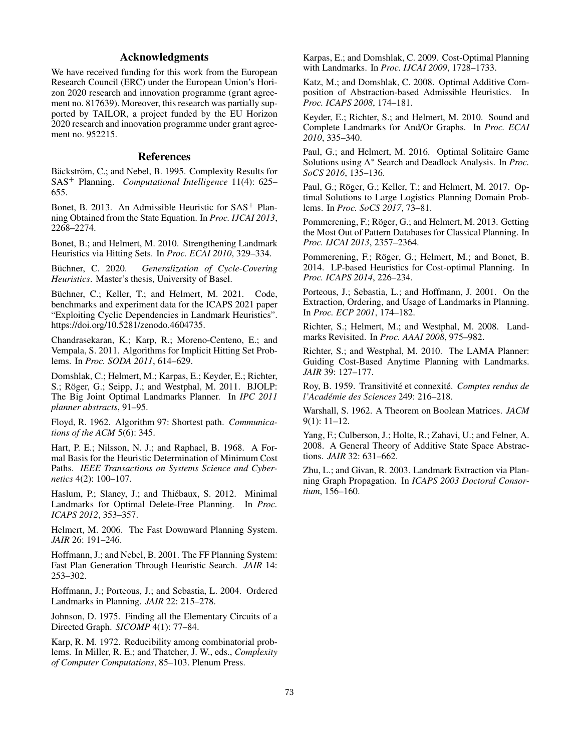## Acknowledgments

We have received funding for this work from the European Research Council (ERC) under the European Union's Horizon 2020 research and innovation programme (grant agreement no. 817639). Moreover, this research was partially supported by TAILOR, a project funded by the EU Horizon 2020 research and innovation programme under grant agreement no. 952215.

## References

Bäckström, C.; and Nebel, B. 1995. Complexity Results for SAS$^+$ Planning. *Computational Intelligence* 11(4): 625–655.

Bonet, B. 2013. An Admissible Heuristic for SAS$^+$ Planning Obtained from the State Equation. In *Proc. IJCAI 2013*, 2268–2274.

Bonet, B.; and Helmert, M. 2010. Strengthening Landmark Heuristics via Hitting Sets. In *Proc. ECAI 2010*, 329–334.

Büchner, C. 2020. *Generalization of Cycle-Covering Heuristics*. Master's thesis, University of Basel.

Büchner, C.; Keller, T.; and Helmert, M. 2021. Code, benchmarks and experiment data for the ICAPS 2021 paper "Exploiting Cyclic Dependencies in Landmark Heuristics". https://doi.org/10.5281/zenodo.4604735.

Chandrasekaran, K.; Karp, R.; Moreno-Centeno, E.; and Vempala, S. 2011. Algorithms for Implicit Hitting Set Problems. In *Proc. SODA 2011*, 614–629.

Domshlak, C.; Helmert, M.; Karpas, E.; Keyder, E.; Richter, S.; Röger, G.; Seipp, J.; and Westphal, M. 2011. BJOLP: The Big Joint Optimal Landmarks Planner. In *IPC 2011 planner abstracts*, 91–95.

Floyd, R. 1962. Algorithm 97: Shortest path. *Communications of the ACM* 5(6): 345.

Hart, P. E.; Nilsson, N. J.; and Raphael, B. 1968. A Formal Basis for the Heuristic Determination of Minimum Cost Paths. *IEEE Transactions on Systems Science and Cybernetics* 4(2): 100–107.

Haslum, P.; Slaney, J.; and Thiébaux, S. 2012. Minimal Landmarks for Optimal Delete-Free Planning. In *Proc. ICAPS 2012*, 353–357.

Helmert, M. 2006. The Fast Downward Planning System. *JAIR* 26: 191–246.

Hoffmann, J.; and Nebel, B. 2001. The FF Planning System: Fast Plan Generation Through Heuristic Search. *JAIR* 14: 253–302.

Hoffmann, J.; Porteous, J.; and Sebastia, L. 2004. Ordered Landmarks in Planning. *JAIR* 22: 215–278.

Johnson, D. 1975. Finding all the Elementary Circuits of a Directed Graph. *SICOMP* 4(1): 77–84.

Karp, R. M. 1972. Reducibility among combinatorial problems. In Miller, R. E.; and Thatcher, J. W., eds., *Complexity of Computer Computations*, 85–103. Plenum Press.

Karpas, E.; and Domshlak, C. 2009. Cost-Optimal Planning with Landmarks. In *Proc. IJCAI 2009*, 1728–1733.

Katz, M.; and Domshlak, C. 2008. Optimal Additive Composition of Abstraction-based Admissible Heuristics. In *Proc. ICAPS 2008*, 174–181.

Keyder, E.; Richter, S.; and Helmert, M. 2010. Sound and Complete Landmarks for And/Or Graphs. In *Proc. ECAI 2010*, 335–340.

Paul, G.; and Helmert, M. 2016. Optimal Solitaire Game Solutions using A$^*$ Search and Deadlock Analysis. In *Proc. SoCS 2016*, 135–136.

Paul, G.; Röger, G.; Keller, T.; and Helmert, M. 2017. Optimal Solutions to Large Logistics Planning Domain Problems. In *Proc. SoCS 2017*, 73–81.

Pommerening, F.; Röger, G.; and Helmert, M. 2013. Getting the Most Out of Pattern Databases for Classical Planning. In *Proc. IJCAI 2013*, 2357–2364.

Pommerening, F.; Röger, G.; Helmert, M.; and Bonet, B. 2014. LP-based Heuristics for Cost-optimal Planning. In *Proc. ICAPS 2014*, 226–234.

Porteous, J.; Sebastia, L.; and Hoffmann, J. 2001. On the Extraction, Ordering, and Usage of Landmarks in Planning. In *Proc. ECP 2001*, 174–182.

Richter, S.; Helmert, M.; and Westphal, M. 2008. Landmarks Revisited. In *Proc. AAAI 2008*, 975–982.

Richter, S.; and Westphal, M. 2010. The LAMA Planner: Guiding Cost-Based Anytime Planning with Landmarks. *JAIR* 39: 127–177.

Roy, B. 1959. Transitivité et connexité. *Comptes rendus de l'Académie des Sciences* 249: 216–218.

Warshall, S. 1962. A Theorem on Boolean Matrices. *JACM* 9(1): 11–12.

Yang, F.; Culberson, J.; Holte, R.; Zahavi, U.; and Felner, A. 2008. A General Theory of Additive State Space Abstractions. *JAIR* 32: 631–662.

Zhu, L.; and Givan, R. 2003. Landmark Extraction via Planning Graph Propagation. In *ICAPS 2003 Doctoral Consortium*, 156–160.